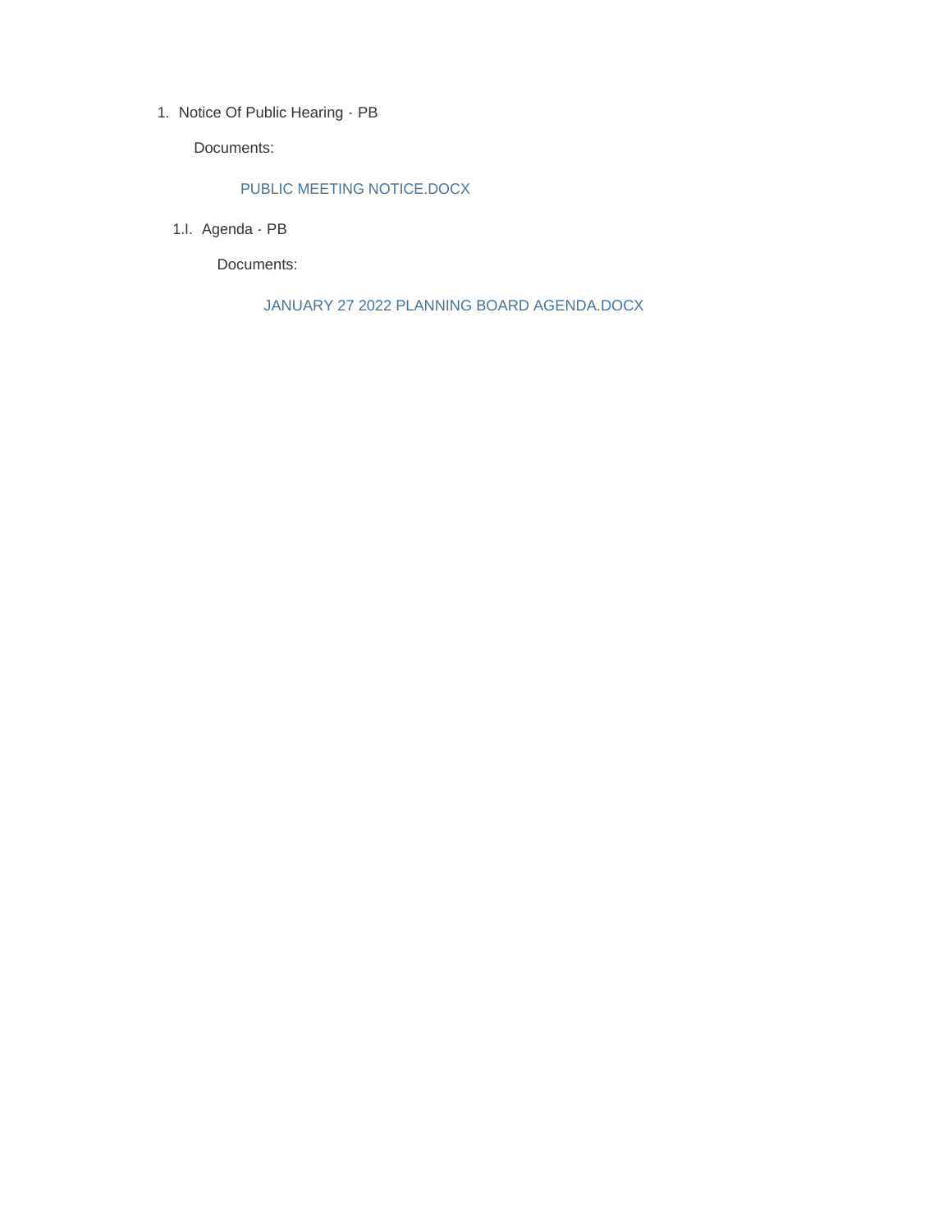1. Notice Of Public Hearing - PB

   Documents:

   PUBLIC MEETING NOTICE.DOCX

   1.I. Agenda - PB

   Documents:

   JANUARY 27 2022 PLANNING BOARD AGENDA.DOCX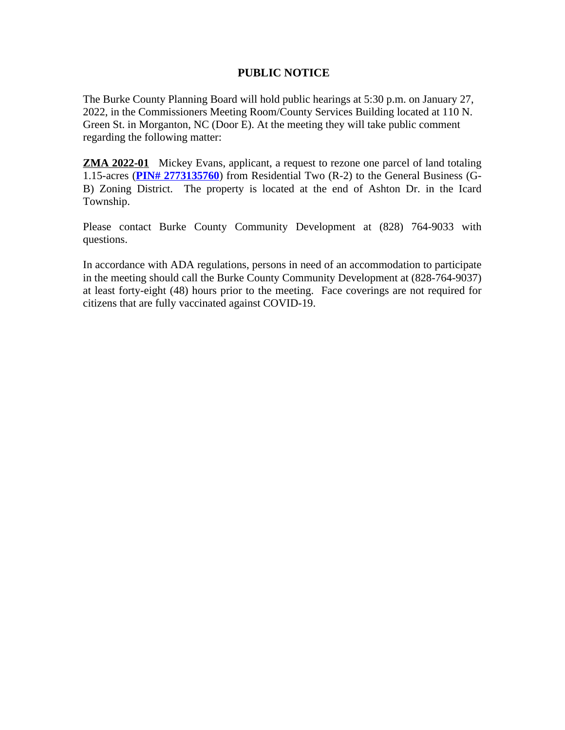# PUBLIC NOTICE

The Burke County Planning Board will hold public hearings at 5:30 p.m. on January 27, 2022, in the Commissioners Meeting Room/County Services Building located at 110 N. Green St. in Morganton, NC (Door E). At the meeting they will take public comment regarding the following matter:

**ZMA 2022-01** Mickey Evans, applicant, a request to rezone one parcel of land totaling 1.15-acres (**PIN# 2773135760**) from Residential Two (R-2) to the General Business (G-B) Zoning District. The property is located at the end of Ashton Dr. in the Icard Township.

Please contact Burke County Community Development at (828) 764-9033 with questions.

In accordance with ADA regulations, persons in need of an accommodation to participate in the meeting should call the Burke County Community Development at (828-764-9037) at least forty-eight (48) hours prior to the meeting. Face coverings are not required for citizens that are fully vaccinated against COVID-19.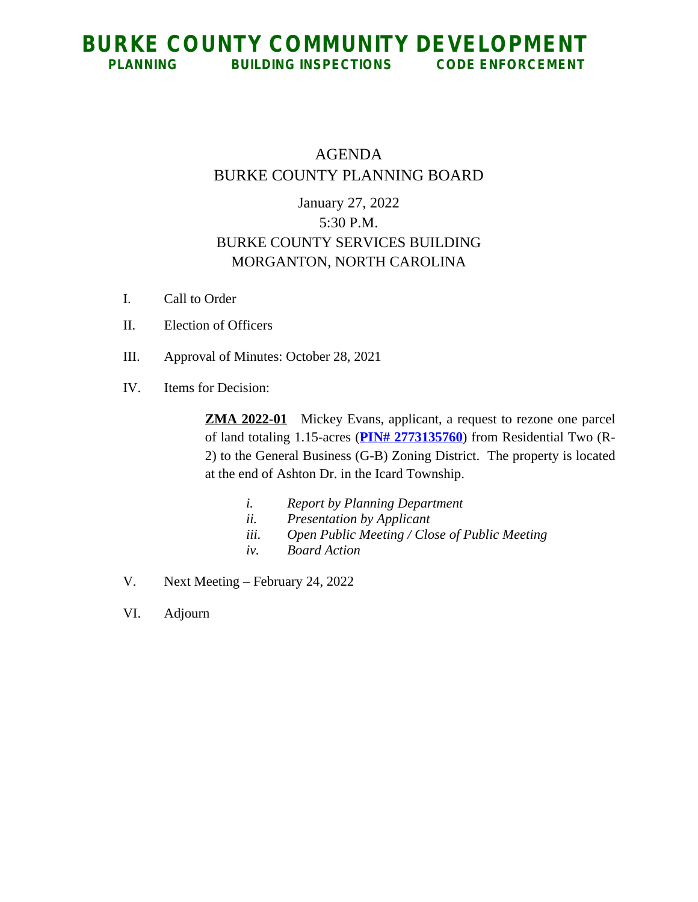# BURKE COUNTY COMMUNITY DEVELOPMENT

**PLANNING    BUILDING INSPECTIONS    CODE ENFORCEMENT**

AGENDA
BURKE COUNTY PLANNING BOARD

January 27, 2022
5:30 P.M.
BURKE COUNTY SERVICES BUILDING
MORGANTON, NORTH CAROLINA

I. Call to Order

II. Election of Officers

III. Approval of Minutes: October 28, 2021

IV. Items for Decision:

**ZMA 2022-01** Mickey Evans, applicant, a request to rezone one parcel of land totaling 1.15-acres (**PIN# 2773135760**) from Residential Two (R-2) to the General Business (G-B) Zoning District. The property is located at the end of Ashton Dr. in the Icard Township.

*i. Report by Planning Department*
*ii. Presentation by Applicant*
*iii. Open Public Meeting / Close of Public Meeting*
*iv. Board Action*

V. Next Meeting – February 24, 2022

VI. Adjourn